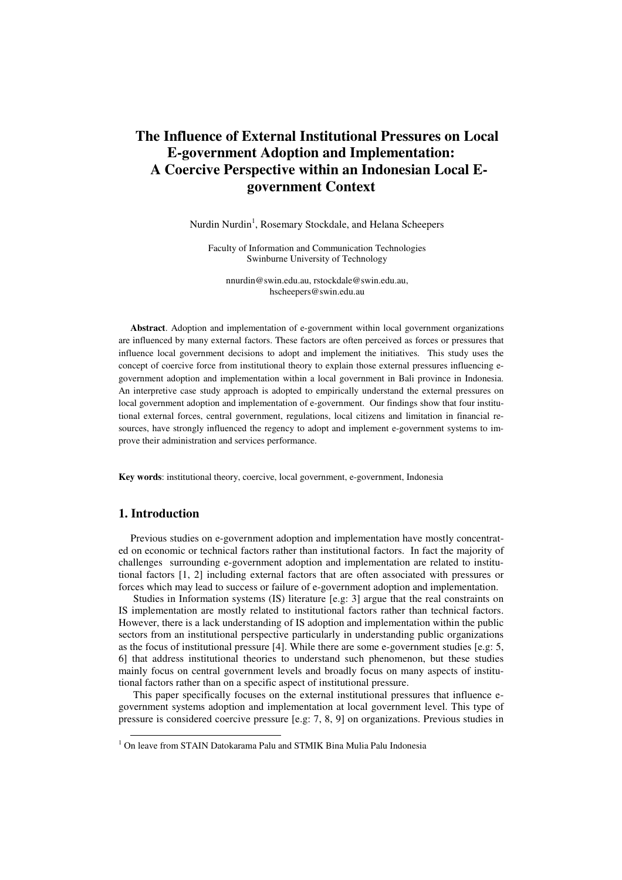# The Influence of External Institutional Pressures on Local E-government Adoption and Implementation: A Coercive Perspective within an Indonesian Local E-government Context

Nurdin Nurdin[1], Rosemary Stockdale, and Helana Scheepers

Faculty of Information and Communication Technologies
Swinburne University of Technology

nnurdin@swin.edu.au, rstockdale@swin.edu.au, hscheepers@swin.edu.au

**Abstract**. Adoption and implementation of e-government within local government organizations are influenced by many external factors. These factors are often perceived as forces or pressures that influence local government decisions to adopt and implement the initiatives. This study uses the concept of coercive force from institutional theory to explain those external pressures influencing e-government adoption and implementation within a local government in Bali province in Indonesia. An interpretive case study approach is adopted to empirically understand the external pressures on local government adoption and implementation of e-government. Our findings show that four institutional external forces, central government, regulations, local citizens and limitation in financial resources, have strongly influenced the regency to adopt and implement e-government systems to improve their administration and services performance.

**Key words**: institutional theory, coercive, local government, e-government, Indonesia

## 1. Introduction

Previous studies on e-government adoption and implementation have mostly concentrated on economic or technical factors rather than institutional factors. In fact the majority of challenges surrounding e-government adoption and implementation are related to institutional factors [1, 2] including external factors that are often associated with pressures or forces which may lead to success or failure of e-government adoption and implementation.

Studies in Information systems (IS) literature [e.g: 3] argue that the real constraints on IS implementation are mostly related to institutional factors rather than technical factors. However, there is a lack understanding of IS adoption and implementation within the public sectors from an institutional perspective particularly in understanding public organizations as the focus of institutional pressure [4]. While there are some e-government studies [e.g: 5, 6] that address institutional theories to understand such phenomenon, but these studies mainly focus on central government levels and broadly focus on many aspects of institutional factors rather than on a specific aspect of institutional pressure.

This paper specifically focuses on the external institutional pressures that influence e-government systems adoption and implementation at local government level. This type of pressure is considered coercive pressure [e.g: 7, 8, 9] on organizations. Previous studies in

[1] On leave from STAIN Datokarama Palu and STMIK Bina Mulia Palu Indonesia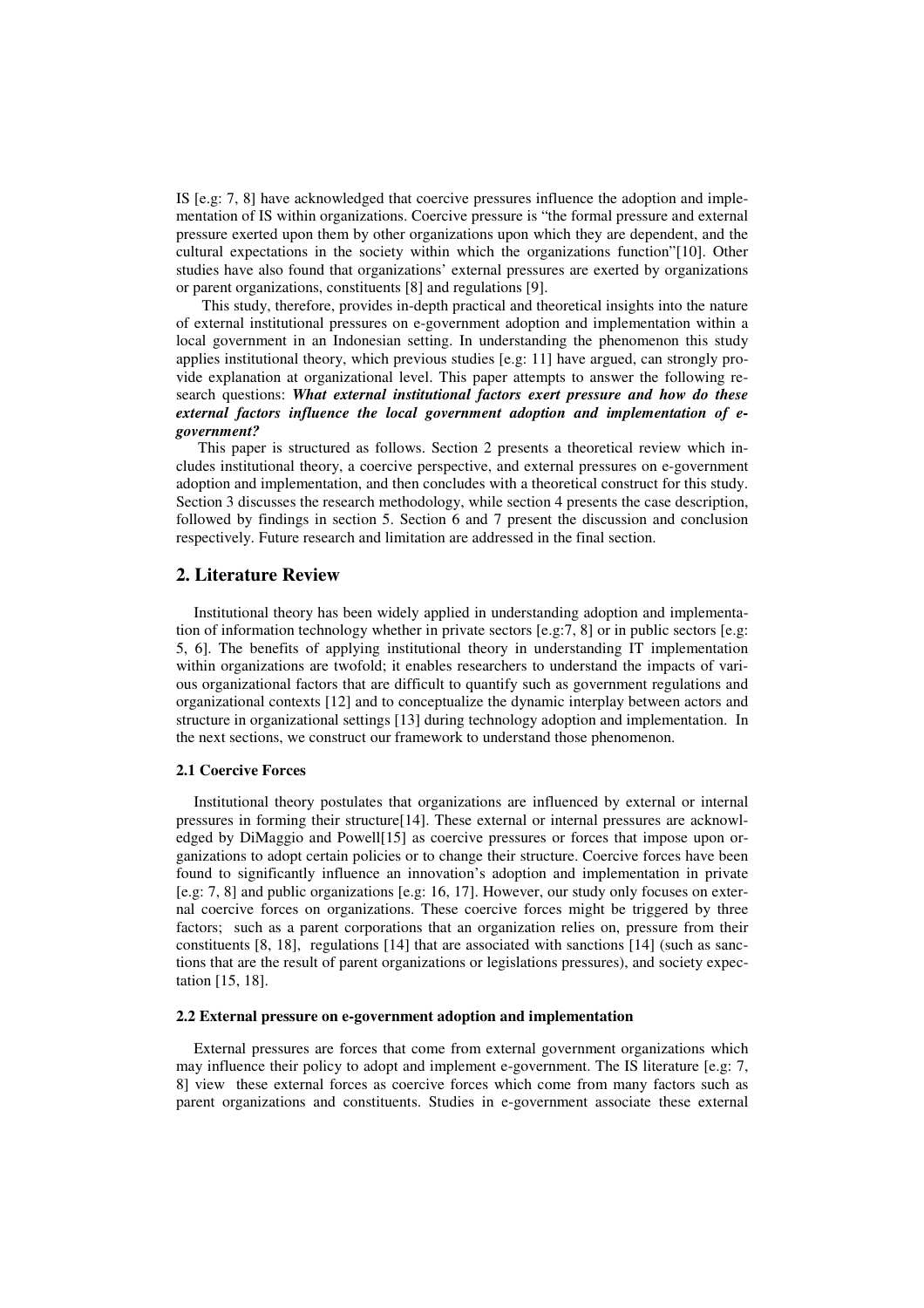IS [e.g: 7, 8] have acknowledged that coercive pressures influence the adoption and implementation of IS within organizations. Coercive pressure is "the formal pressure and external pressure exerted upon them by other organizations upon which they are dependent, and the cultural expectations in the society within which the organizations function"[10]. Other studies have also found that organizations' external pressures are exerted by organizations or parent organizations, constituents [8] and regulations [9].

This study, therefore, provides in-depth practical and theoretical insights into the nature of external institutional pressures on e-government adoption and implementation within a local government in an Indonesian setting. In understanding the phenomenon this study applies institutional theory, which previous studies [e.g: 11] have argued, can strongly provide explanation at organizational level. This paper attempts to answer the following research questions: ***What external institutional factors exert pressure and how do these external factors influence the local government adoption and implementation of e-government?***

This paper is structured as follows. Section 2 presents a theoretical review which includes institutional theory, a coercive perspective, and external pressures on e-government adoption and implementation, and then concludes with a theoretical construct for this study. Section 3 discusses the research methodology, while section 4 presents the case description, followed by findings in section 5. Section 6 and 7 present the discussion and conclusion respectively. Future research and limitation are addressed in the final section.

## 2. Literature Review

Institutional theory has been widely applied in understanding adoption and implementation of information technology whether in private sectors [e.g:7, 8] or in public sectors [e.g: 5, 6]. The benefits of applying institutional theory in understanding IT implementation within organizations are twofold; it enables researchers to understand the impacts of various organizational factors that are difficult to quantify such as government regulations and organizational contexts [12] and to conceptualize the dynamic interplay between actors and structure in organizational settings [13] during technology adoption and implementation. In the next sections, we construct our framework to understand those phenomenon.

### 2.1 Coercive Forces

Institutional theory postulates that organizations are influenced by external or internal pressures in forming their structure[14]. These external or internal pressures are acknowledged by DiMaggio and Powell[15] as coercive pressures or forces that impose upon organizations to adopt certain policies or to change their structure. Coercive forces have been found to significantly influence an innovation's adoption and implementation in private [e.g: 7, 8] and public organizations [e.g: 16, 17]. However, our study only focuses on external coercive forces on organizations. These coercive forces might be triggered by three factors; such as a parent corporations that an organization relies on, pressure from their constituents [8, 18], regulations [14] that are associated with sanctions [14] (such as sanctions that are the result of parent organizations or legislations pressures), and society expectation [15, 18].

### 2.2 External pressure on e-government adoption and implementation

External pressures are forces that come from external government organizations which may influence their policy to adopt and implement e-government. The IS literature [e.g: 7, 8] view these external forces as coercive forces which come from many factors such as parent organizations and constituents. Studies in e-government associate these external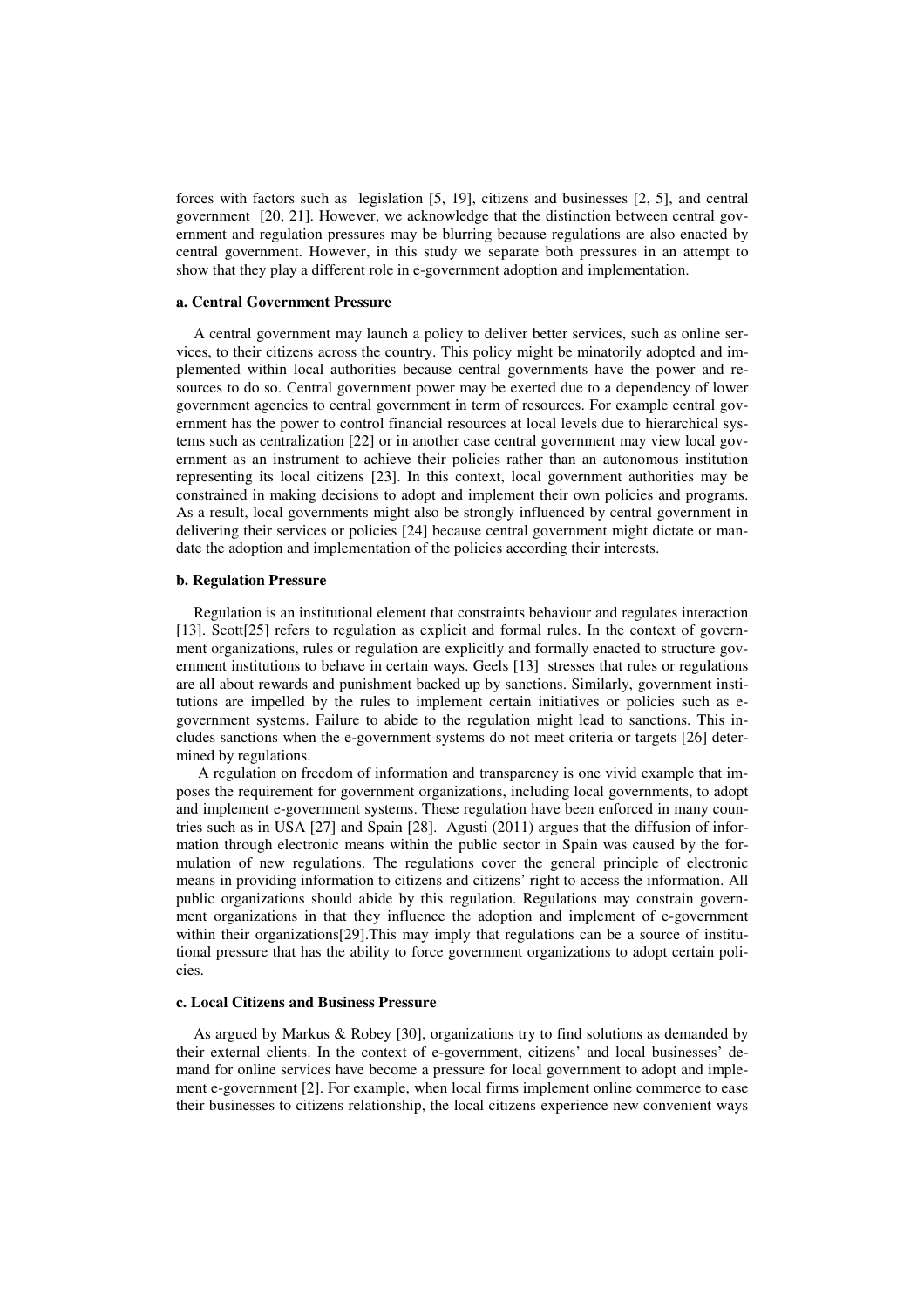forces with factors such as legislation [5, 19], citizens and businesses [2, 5], and central government [20, 21]. However, we acknowledge that the distinction between central government and regulation pressures may be blurring because regulations are also enacted by central government. However, in this study we separate both pressures in an attempt to show that they play a different role in e-government adoption and implementation.

#### a. Central Government Pressure

A central government may launch a policy to deliver better services, such as online services, to their citizens across the country. This policy might be minatorily adopted and implemented within local authorities because central governments have the power and resources to do so. Central government power may be exerted due to a dependency of lower government agencies to central government in term of resources. For example central government has the power to control financial resources at local levels due to hierarchical systems such as centralization [22] or in another case central government may view local government as an instrument to achieve their policies rather than an autonomous institution representing its local citizens [23]. In this context, local government authorities may be constrained in making decisions to adopt and implement their own policies and programs. As a result, local governments might also be strongly influenced by central government in delivering their services or policies [24] because central government might dictate or mandate the adoption and implementation of the policies according their interests.

#### b. Regulation Pressure

Regulation is an institutional element that constraints behaviour and regulates interaction [13]. Scott[25] refers to regulation as explicit and formal rules. In the context of government organizations, rules or regulation are explicitly and formally enacted to structure government institutions to behave in certain ways. Geels [13] stresses that rules or regulations are all about rewards and punishment backed up by sanctions. Similarly, government institutions are impelled by the rules to implement certain initiatives or policies such as e-government systems. Failure to abide to the regulation might lead to sanctions. This includes sanctions when the e-government systems do not meet criteria or targets [26] determined by regulations.

A regulation on freedom of information and transparency is one vivid example that imposes the requirement for government organizations, including local governments, to adopt and implement e-government systems. These regulation have been enforced in many countries such as in USA [27] and Spain [28]. Agusti (2011) argues that the diffusion of information through electronic means within the public sector in Spain was caused by the formulation of new regulations. The regulations cover the general principle of electronic means in providing information to citizens and citizens' right to access the information. All public organizations should abide by this regulation. Regulations may constrain government organizations in that they influence the adoption and implement of e-government within their organizations[29].This may imply that regulations can be a source of institutional pressure that has the ability to force government organizations to adopt certain policies.

#### c. Local Citizens and Business Pressure

As argued by Markus & Robey [30], organizations try to find solutions as demanded by their external clients. In the context of e-government, citizens' and local businesses' demand for online services have become a pressure for local government to adopt and implement e-government [2]. For example, when local firms implement online commerce to ease their businesses to citizens relationship, the local citizens experience new convenient ways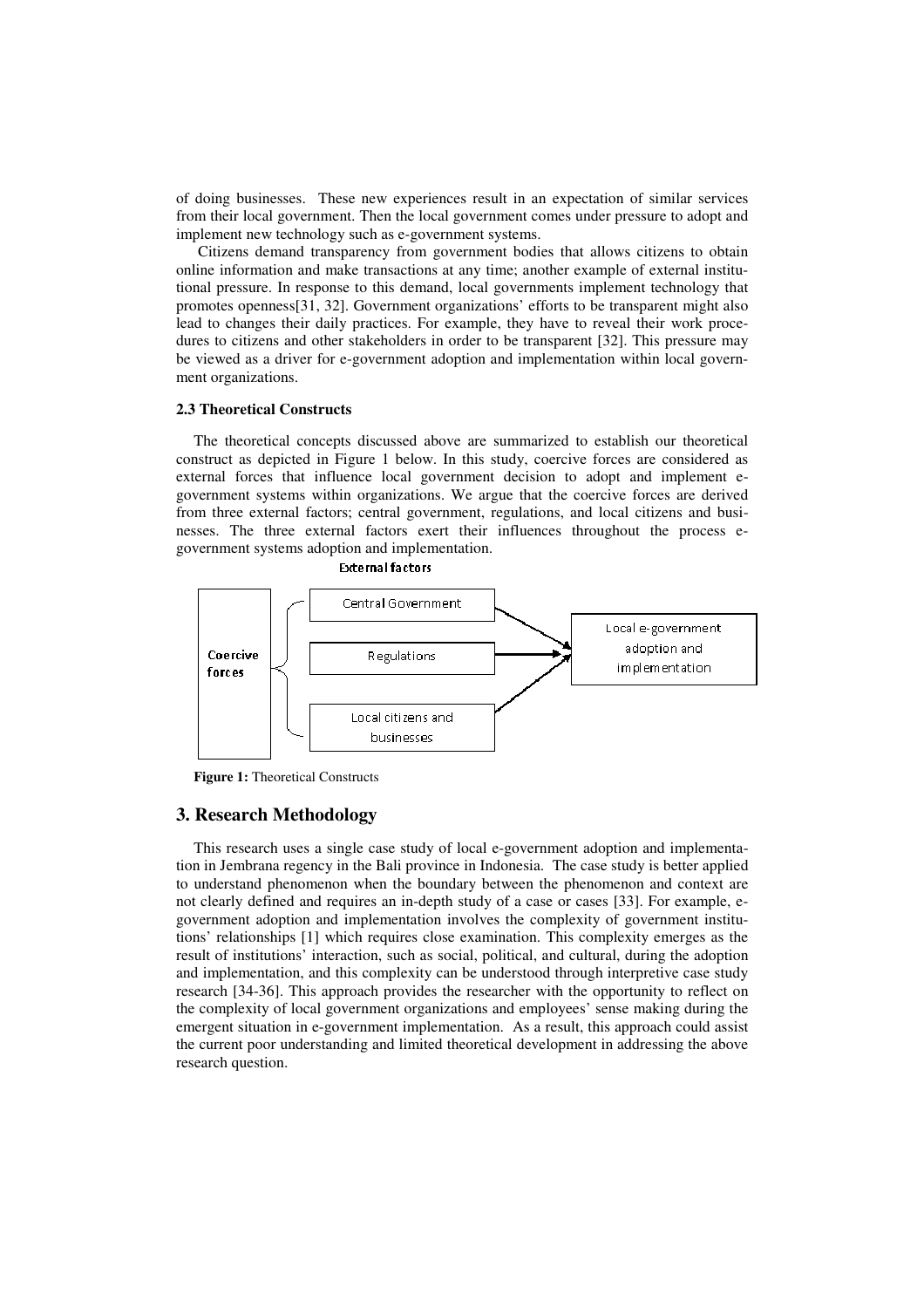of doing businesses. These new experiences result in an expectation of similar services from their local government. Then the local government comes under pressure to adopt and implement new technology such as e-government systems.

Citizens demand transparency from government bodies that allows citizens to obtain online information and make transactions at any time; another example of external institutional pressure. In response to this demand, local governments implement technology that promotes openness[31, 32]. Government organizations' efforts to be transparent might also lead to changes their daily practices. For example, they have to reveal their work procedures to citizens and other stakeholders in order to be transparent [32]. This pressure may be viewed as a driver for e-government adoption and implementation within local government organizations.

### 2.3 Theoretical Constructs

The theoretical concepts discussed above are summarized to establish our theoretical construct as depicted in Figure 1 below. In this study, coercive forces are considered as external forces that influence local government decision to adopt and implement e-government systems within organizations. We argue that the coercive forces are derived from three external factors; central government, regulations, and local citizens and businesses. The three external factors exert their influences throughout the process e-government systems adoption and implementation.

External factors

Coercive forces

Central Government

Regulations

Local citizens and businesses

Local e-government adoption and implementation

**Figure 1:** Theoretical Constructs

## 3. Research Methodology

This research uses a single case study of local e-government adoption and implementation in Jembrana regency in the Bali province in Indonesia. The case study is better applied to understand phenomenon when the boundary between the phenomenon and context are not clearly defined and requires an in-depth study of a case or cases [33]. For example, e-government adoption and implementation involves the complexity of government institutions' relationships [1] which requires close examination. This complexity emerges as the result of institutions' interaction, such as social, political, and cultural, during the adoption and implementation, and this complexity can be understood through interpretive case study research [34-36]. This approach provides the researcher with the opportunity to reflect on the complexity of local government organizations and employees' sense making during the emergent situation in e-government implementation. As a result, this approach could assist the current poor understanding and limited theoretical development in addressing the above research question.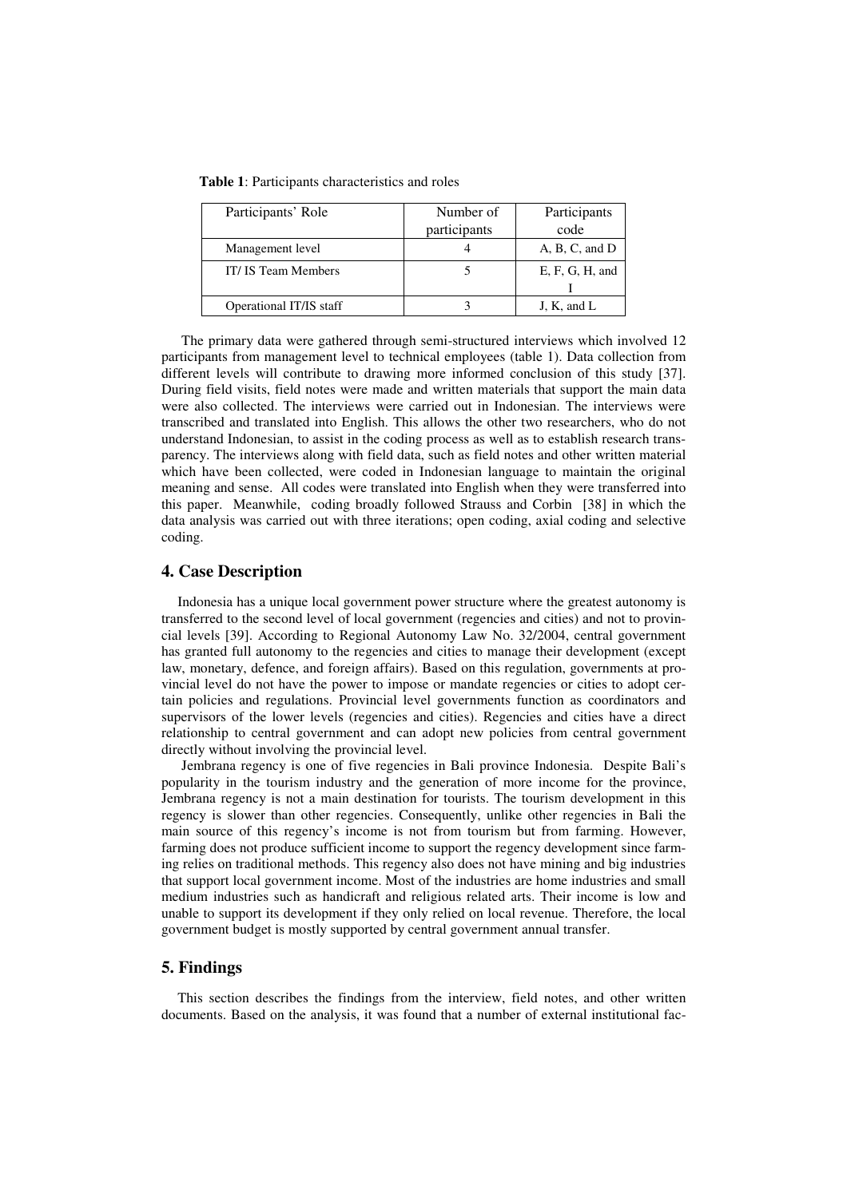**Table 1**: Participants characteristics and roles

| Participants' Role | Number of participants | Participants code |
|---|---|---|
| Management level | 4 | A, B, C, and D |
| IT/ IS Team Members | 5 | E, F, G, H, and I |
| Operational IT/IS staff | 3 | J, K, and L |

The primary data were gathered through semi-structured interviews which involved 12 participants from management level to technical employees (table 1). Data collection from different levels will contribute to drawing more informed conclusion of this study [37]. During field visits, field notes were made and written materials that support the main data were also collected. The interviews were carried out in Indonesian. The interviews were transcribed and translated into English. This allows the other two researchers, who do not understand Indonesian, to assist in the coding process as well as to establish research transparency. The interviews along with field data, such as field notes and other written material which have been collected, were coded in Indonesian language to maintain the original meaning and sense. All codes were translated into English when they were transferred into this paper. Meanwhile, coding broadly followed Strauss and Corbin [38] in which the data analysis was carried out with three iterations; open coding, axial coding and selective coding.

## 4. Case Description

Indonesia has a unique local government power structure where the greatest autonomy is transferred to the second level of local government (regencies and cities) and not to provincial levels [39]. According to Regional Autonomy Law No. 32/2004, central government has granted full autonomy to the regencies and cities to manage their development (except law, monetary, defence, and foreign affairs). Based on this regulation, governments at provincial level do not have the power to impose or mandate regencies or cities to adopt certain policies and regulations. Provincial level governments function as coordinators and supervisors of the lower levels (regencies and cities). Regencies and cities have a direct relationship to central government and can adopt new policies from central government directly without involving the provincial level.

Jembrana regency is one of five regencies in Bali province Indonesia. Despite Bali's popularity in the tourism industry and the generation of more income for the province, Jembrana regency is not a main destination for tourists. The tourism development in this regency is slower than other regencies. Consequently, unlike other regencies in Bali the main source of this regency's income is not from tourism but from farming. However, farming does not produce sufficient income to support the regency development since farming relies on traditional methods. This regency also does not have mining and big industries that support local government income. Most of the industries are home industries and small medium industries such as handicraft and religious related arts. Their income is low and unable to support its development if they only relied on local revenue. Therefore, the local government budget is mostly supported by central government annual transfer.

## 5. Findings

This section describes the findings from the interview, field notes, and other written documents. Based on the analysis, it was found that a number of external institutional fac-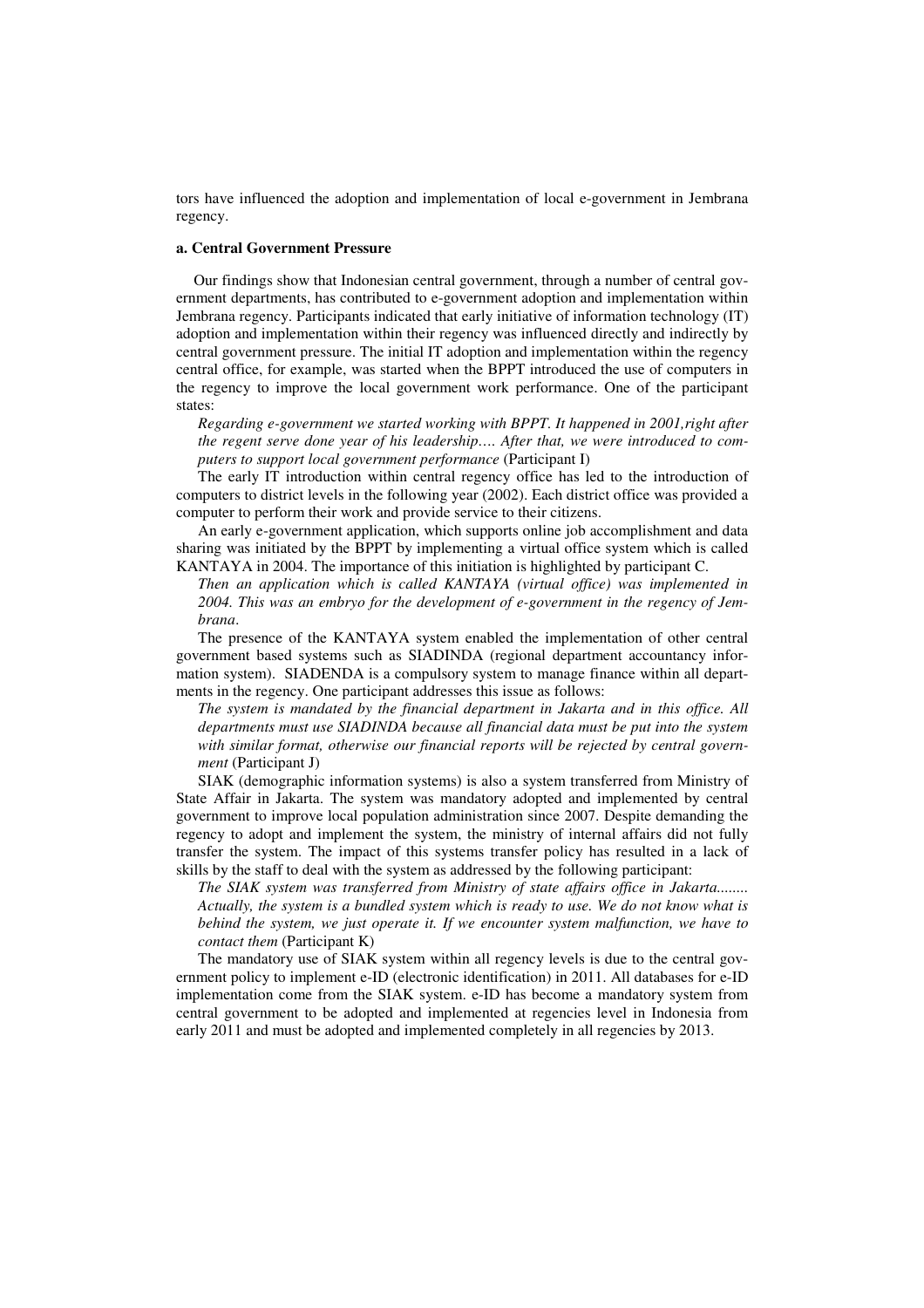tors have influenced the adoption and implementation of local e-government in Jembrana regency.

**a. Central Government Pressure**

Our findings show that Indonesian central government, through a number of central government departments, has contributed to e-government adoption and implementation within Jembrana regency. Participants indicated that early initiative of information technology (IT) adoption and implementation within their regency was influenced directly and indirectly by central government pressure. The initial IT adoption and implementation within the regency central office, for example, was started when the BPPT introduced the use of computers in the regency to improve the local government work performance. One of the participant states:

*Regarding e-government we started working with BPPT. It happened in 2001,right after the regent serve done year of his leadership…. After that, we were introduced to computers to support local government performance* (Participant I)

The early IT introduction within central regency office has led to the introduction of computers to district levels in the following year (2002). Each district office was provided a computer to perform their work and provide service to their citizens.

An early e-government application, which supports online job accomplishment and data sharing was initiated by the BPPT by implementing a virtual office system which is called KANTAYA in 2004. The importance of this initiation is highlighted by participant C.

*Then an application which is called KANTAYA (virtual office) was implemented in 2004. This was an embryo for the development of e-government in the regency of Jembrana*.

The presence of the KANTAYA system enabled the implementation of other central government based systems such as SIADINDA (regional department accountancy information system). SIADENDA is a compulsory system to manage finance within all departments in the regency. One participant addresses this issue as follows:

*The system is mandated by the financial department in Jakarta and in this office. All departments must use SIADINDA because all financial data must be put into the system with similar format, otherwise our financial reports will be rejected by central government* (Participant J)

SIAK (demographic information systems) is also a system transferred from Ministry of State Affair in Jakarta. The system was mandatory adopted and implemented by central government to improve local population administration since 2007. Despite demanding the regency to adopt and implement the system, the ministry of internal affairs did not fully transfer the system. The impact of this systems transfer policy has resulted in a lack of skills by the staff to deal with the system as addressed by the following participant:

*The SIAK system was transferred from Ministry of state affairs office in Jakarta........ Actually, the system is a bundled system which is ready to use. We do not know what is behind the system, we just operate it. If we encounter system malfunction, we have to contact them* (Participant K)

The mandatory use of SIAK system within all regency levels is due to the central government policy to implement e-ID (electronic identification) in 2011. All databases for e-ID implementation come from the SIAK system. e-ID has become a mandatory system from central government to be adopted and implemented at regencies level in Indonesia from early 2011 and must be adopted and implemented completely in all regencies by 2013.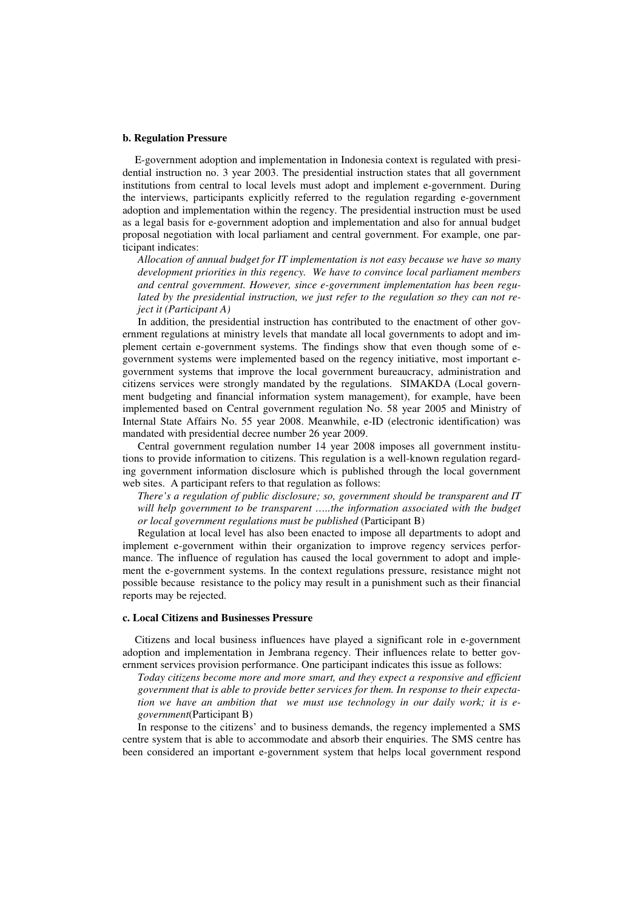**b. Regulation Pressure**

E-government adoption and implementation in Indonesia context is regulated with presidential instruction no. 3 year 2003. The presidential instruction states that all government institutions from central to local levels must adopt and implement e-government. During the interviews, participants explicitly referred to the regulation regarding e-government adoption and implementation within the regency. The presidential instruction must be used as a legal basis for e-government adoption and implementation and also for annual budget proposal negotiation with local parliament and central government. For example, one participant indicates:

*Allocation of annual budget for IT implementation is not easy because we have so many development priorities in this regency. We have to convince local parliament members and central government. However, since e-government implementation has been regulated by the presidential instruction, we just refer to the regulation so they can not reject it (Participant A)*

In addition, the presidential instruction has contributed to the enactment of other government regulations at ministry levels that mandate all local governments to adopt and implement certain e-government systems. The findings show that even though some of e-government systems were implemented based on the regency initiative, most important e-government systems that improve the local government bureaucracy, administration and citizens services were strongly mandated by the regulations. SIMAKDA (Local government budgeting and financial information system management), for example, have been implemented based on Central government regulation No. 58 year 2005 and Ministry of Internal State Affairs No. 55 year 2008. Meanwhile, e-ID (electronic identification) was mandated with presidential decree number 26 year 2009.

Central government regulation number 14 year 2008 imposes all government institutions to provide information to citizens. This regulation is a well-known regulation regarding government information disclosure which is published through the local government web sites. A participant refers to that regulation as follows:

*There's a regulation of public disclosure; so, government should be transparent and IT will help government to be transparent …..the information associated with the budget or local government regulations must be published* (Participant B)

Regulation at local level has also been enacted to impose all departments to adopt and implement e-government within their organization to improve regency services performance. The influence of regulation has caused the local government to adopt and implement the e-government systems. In the context regulations pressure, resistance might not possible because resistance to the policy may result in a punishment such as their financial reports may be rejected.

**c. Local Citizens and Businesses Pressure**

Citizens and local business influences have played a significant role in e-government adoption and implementation in Jembrana regency. Their influences relate to better government services provision performance. One participant indicates this issue as follows:

*Today citizens become more and more smart, and they expect a responsive and efficient government that is able to provide better services for them. In response to their expectation we have an ambition that we must use technology in our daily work; it is e-government*(Participant B)

In response to the citizens' and to business demands, the regency implemented a SMS centre system that is able to accommodate and absorb their enquiries. The SMS centre has been considered an important e-government system that helps local government respond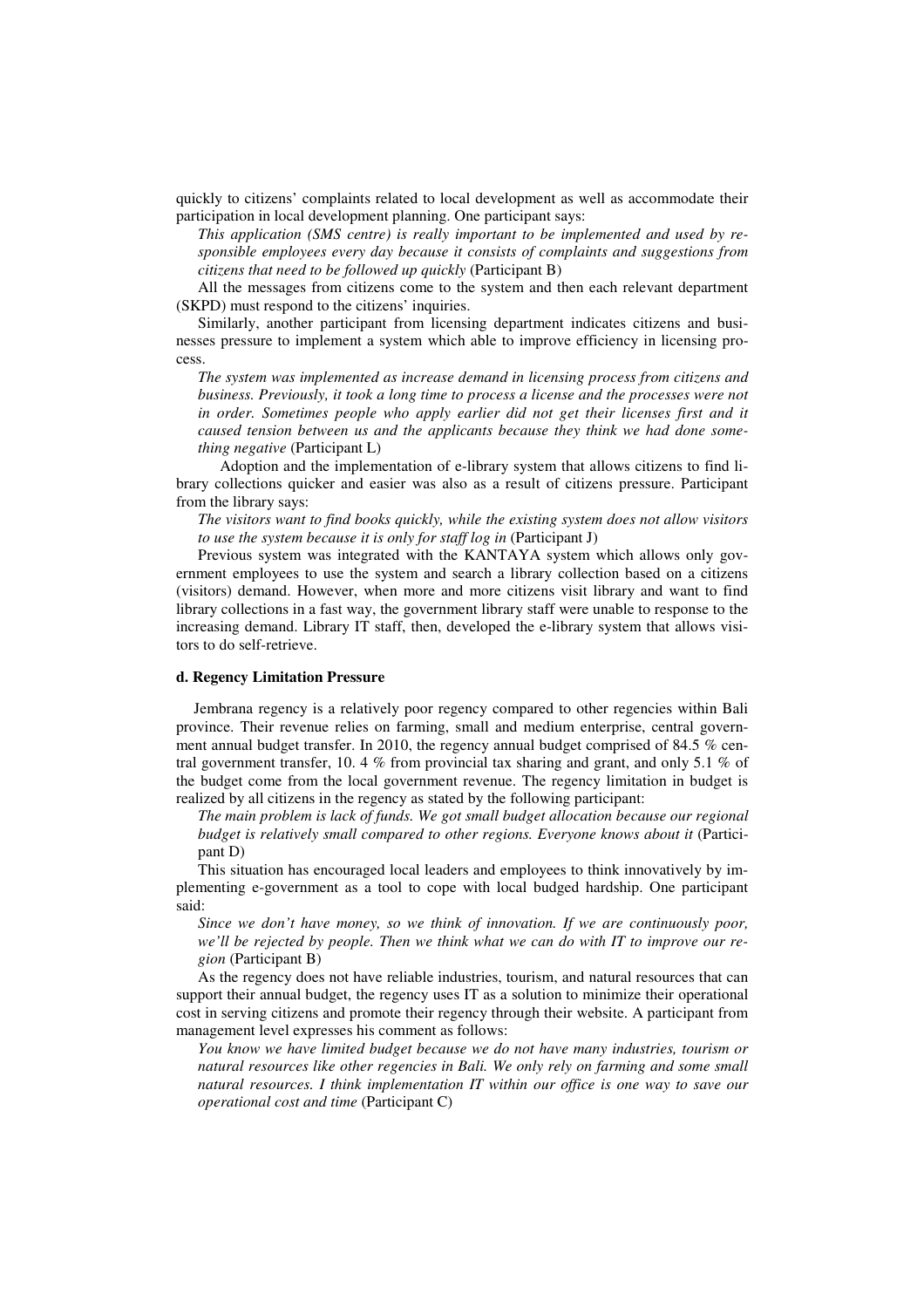quickly to citizens' complaints related to local development as well as accommodate their participation in local development planning. One participant says:

*This application (SMS centre) is really important to be implemented and used by responsible employees every day because it consists of complaints and suggestions from citizens that need to be followed up quickly* (Participant B)

All the messages from citizens come to the system and then each relevant department (SKPD) must respond to the citizens' inquiries.

Similarly, another participant from licensing department indicates citizens and businesses pressure to implement a system which able to improve efficiency in licensing process.

*The system was implemented as increase demand in licensing process from citizens and business. Previously, it took a long time to process a license and the processes were not in order. Sometimes people who apply earlier did not get their licenses first and it caused tension between us and the applicants because they think we had done something negative* (Participant L)

Adoption and the implementation of e-library system that allows citizens to find library collections quicker and easier was also as a result of citizens pressure. Participant from the library says:

*The visitors want to find books quickly, while the existing system does not allow visitors to use the system because it is only for staff log in* (Participant J)

Previous system was integrated with the KANTAYA system which allows only government employees to use the system and search a library collection based on a citizens (visitors) demand. However, when more and more citizens visit library and want to find library collections in a fast way, the government library staff were unable to response to the increasing demand. Library IT staff, then, developed the e-library system that allows visitors to do self-retrieve.

#### d. Regency Limitation Pressure

Jembrana regency is a relatively poor regency compared to other regencies within Bali province. Their revenue relies on farming, small and medium enterprise, central government annual budget transfer. In 2010, the regency annual budget comprised of 84.5 % central government transfer, 10. 4 % from provincial tax sharing and grant, and only 5.1 % of the budget come from the local government revenue. The regency limitation in budget is realized by all citizens in the regency as stated by the following participant:

*The main problem is lack of funds. We got small budget allocation because our regional budget is relatively small compared to other regions. Everyone knows about it* (Participant D)

This situation has encouraged local leaders and employees to think innovatively by implementing e-government as a tool to cope with local budged hardship. One participant said:

*Since we don't have money, so we think of innovation. If we are continuously poor, we'll be rejected by people. Then we think what we can do with IT to improve our region* (Participant B)

As the regency does not have reliable industries, tourism, and natural resources that can support their annual budget, the regency uses IT as a solution to minimize their operational cost in serving citizens and promote their regency through their website. A participant from management level expresses his comment as follows:

*You know we have limited budget because we do not have many industries, tourism or natural resources like other regencies in Bali. We only rely on farming and some small natural resources. I think implementation IT within our office is one way to save our operational cost and time* (Participant C)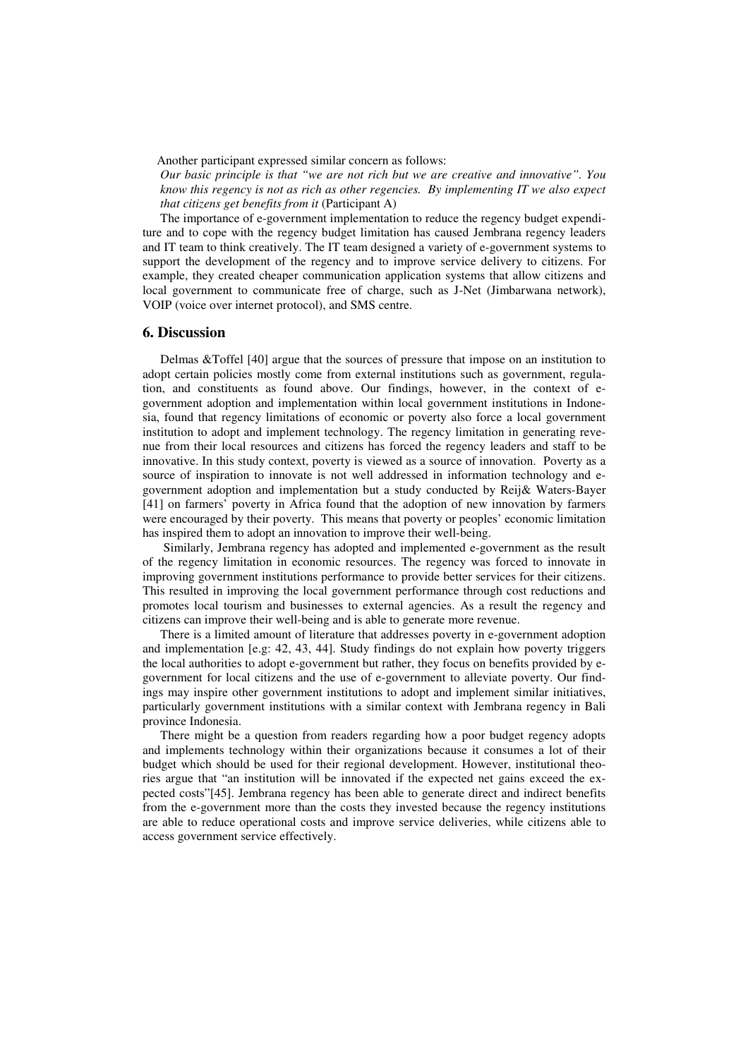Another participant expressed similar concern as follows:

*Our basic principle is that "we are not rich but we are creative and innovative". You know this regency is not as rich as other regencies. By implementing IT we also expect that citizens get benefits from it* (Participant A)

The importance of e-government implementation to reduce the regency budget expenditure and to cope with the regency budget limitation has caused Jembrana regency leaders and IT team to think creatively. The IT team designed a variety of e-government systems to support the development of the regency and to improve service delivery to citizens. For example, they created cheaper communication application systems that allow citizens and local government to communicate free of charge, such as J-Net (Jimbarwana network), VOIP (voice over internet protocol), and SMS centre.

## 6. Discussion

Delmas &Toffel [40] argue that the sources of pressure that impose on an institution to adopt certain policies mostly come from external institutions such as government, regulation, and constituents as found above. Our findings, however, in the context of e-government adoption and implementation within local government institutions in Indonesia, found that regency limitations of economic or poverty also force a local government institution to adopt and implement technology. The regency limitation in generating revenue from their local resources and citizens has forced the regency leaders and staff to be innovative. In this study context, poverty is viewed as a source of innovation. Poverty as a source of inspiration to innovate is not well addressed in information technology and e-government adoption and implementation but a study conducted by Reij& Waters-Bayer [41] on farmers' poverty in Africa found that the adoption of new innovation by farmers were encouraged by their poverty. This means that poverty or peoples' economic limitation has inspired them to adopt an innovation to improve their well-being.

Similarly, Jembrana regency has adopted and implemented e-government as the result of the regency limitation in economic resources. The regency was forced to innovate in improving government institutions performance to provide better services for their citizens. This resulted in improving the local government performance through cost reductions and promotes local tourism and businesses to external agencies. As a result the regency and citizens can improve their well-being and is able to generate more revenue.

There is a limited amount of literature that addresses poverty in e-government adoption and implementation [e.g: 42, 43, 44]. Study findings do not explain how poverty triggers the local authorities to adopt e-government but rather, they focus on benefits provided by e-government for local citizens and the use of e-government to alleviate poverty. Our findings may inspire other government institutions to adopt and implement similar initiatives, particularly government institutions with a similar context with Jembrana regency in Bali province Indonesia.

There might be a question from readers regarding how a poor budget regency adopts and implements technology within their organizations because it consumes a lot of their budget which should be used for their regional development. However, institutional theories argue that "an institution will be innovated if the expected net gains exceed the expected costs"[45]. Jembrana regency has been able to generate direct and indirect benefits from the e-government more than the costs they invested because the regency institutions are able to reduce operational costs and improve service deliveries, while citizens able to access government service effectively.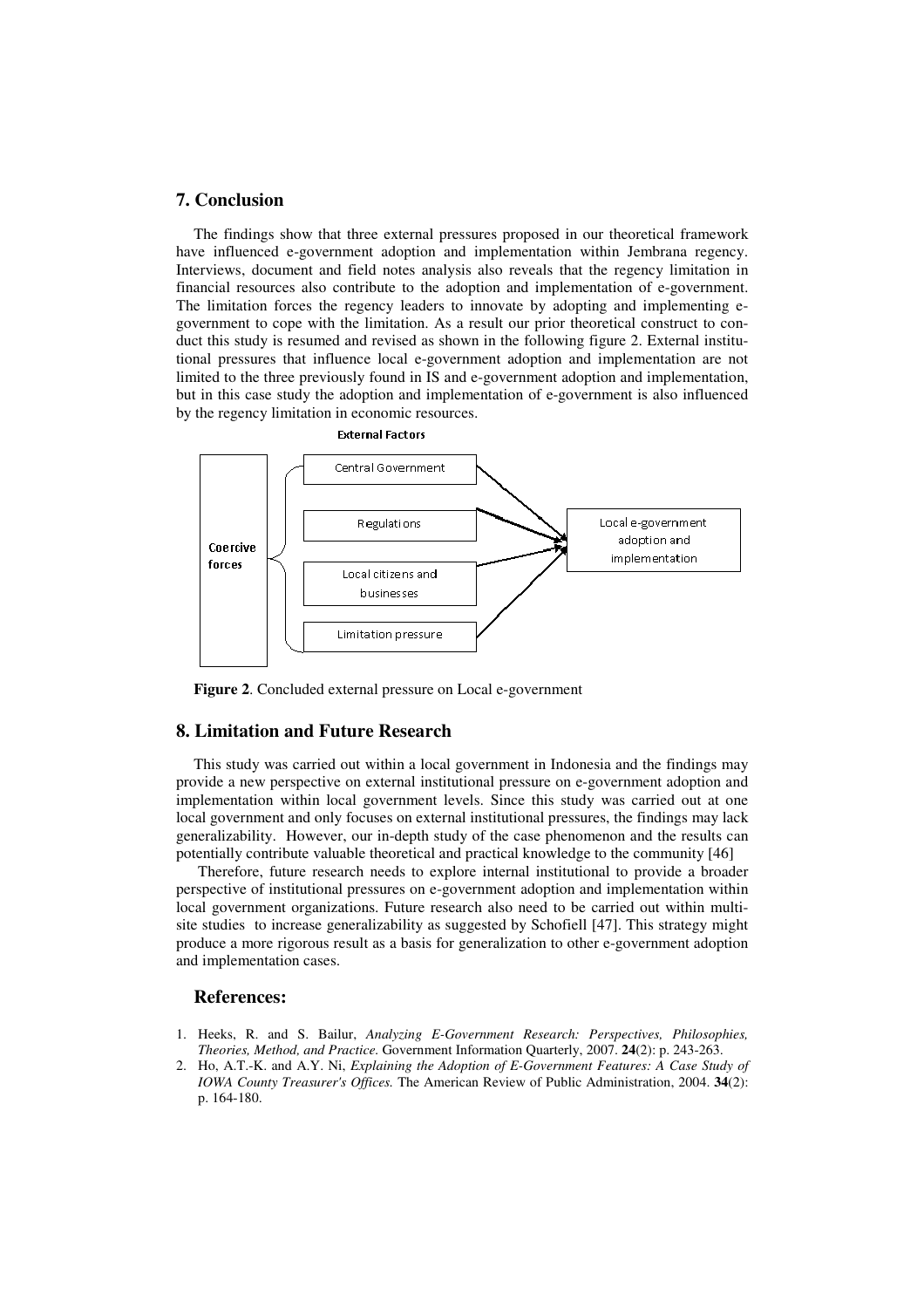## 7. Conclusion

The findings show that three external pressures proposed in our theoretical framework have influenced e-government adoption and implementation within Jembrana regency. Interviews, document and field notes analysis also reveals that the regency limitation in financial resources also contribute to the adoption and implementation of e-government. The limitation forces the regency leaders to innovate by adopting and implementing e-government to cope with the limitation. As a result our prior theoretical construct to conduct this study is resumed and revised as shown in the following figure 2. External institutional pressures that influence local e-government adoption and implementation are not limited to the three previously found in IS and e-government adoption and implementation, but in this case study the adoption and implementation of e-government is also influenced by the regency limitation in economic resources.

External Factors

Coercive forces

Central Government

Regulations

Local citizens and businesses

Limitation pressure

Local e-government adoption and implementation

**Figure 2**. Concluded external pressure on Local e-government

## 8. Limitation and Future Research

This study was carried out within a local government in Indonesia and the findings may provide a new perspective on external institutional pressure on e-government adoption and implementation within local government levels. Since this study was carried out at one local government and only focuses on external institutional pressures, the findings may lack generalizability. However, our in-depth study of the case phenomenon and the results can potentially contribute valuable theoretical and practical knowledge to the community [46]

Therefore, future research needs to explore internal institutional to provide a broader perspective of institutional pressures on e-government adoption and implementation within local government organizations. Future research also need to be carried out within multi-site studies to increase generalizability as suggested by Schofiell [47]. This strategy might produce a more rigorous result as a basis for generalization to other e-government adoption and implementation cases.

## References:

1. Heeks, R. and S. Bailur, *Analyzing E-Government Research: Perspectives, Philosophies, Theories, Method, and Practice.* Government Information Quarterly, 2007. **24**(2): p. 243-263.
2. Ho, A.T.-K. and A.Y. Ni, *Explaining the Adoption of E-Government Features: A Case Study of IOWA County Treasurer's Offices.* The American Review of Public Administration, 2004. **34**(2): p. 164-180.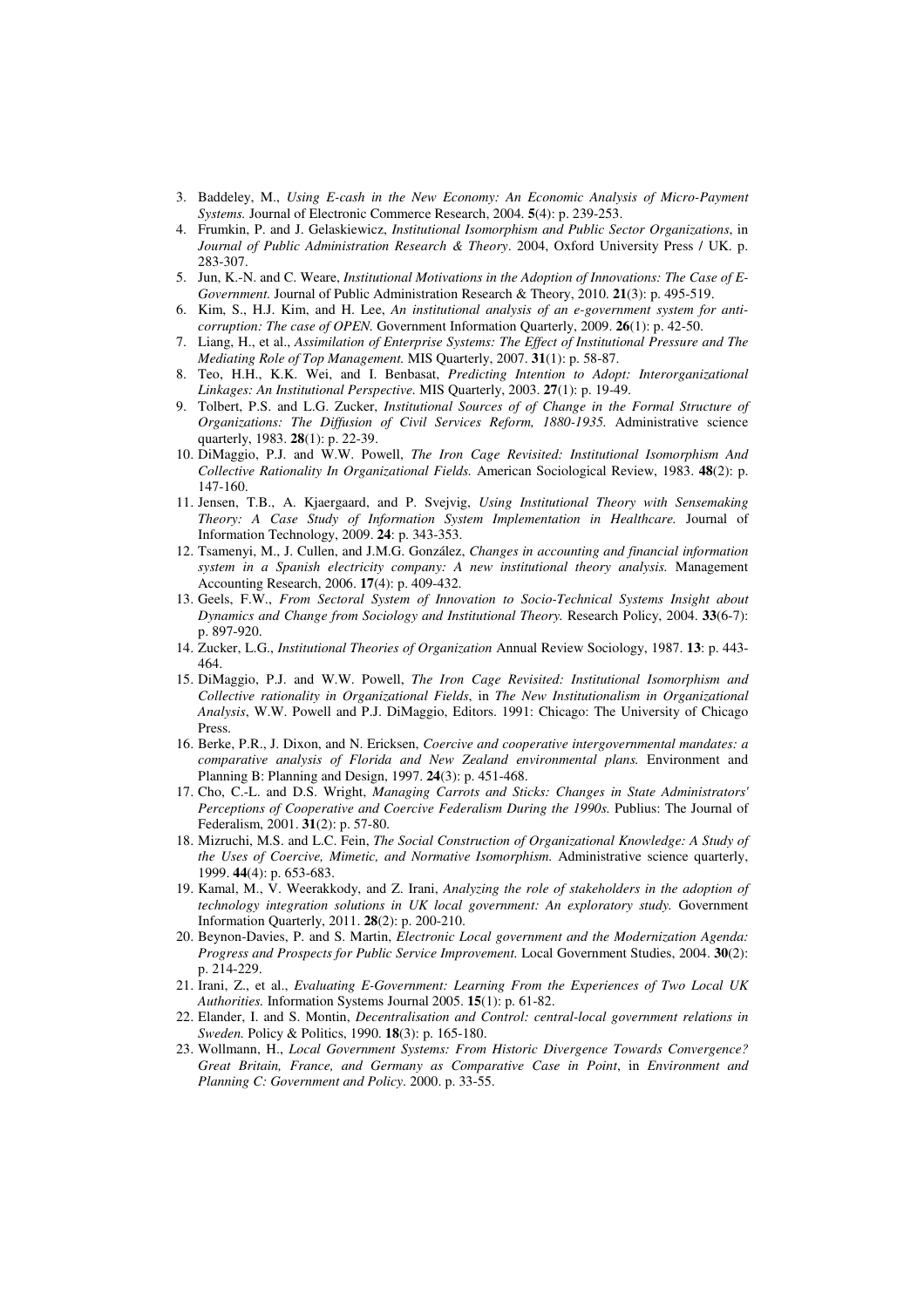3. Baddeley, M., *Using E-cash in the New Economy: An Economic Analysis of Micro-Payment Systems.* Journal of Electronic Commerce Research, 2004. **5**(4): p. 239-253.
4. Frumkin, P. and J. Gelaskiewicz, *Institutional Isomorphism and Public Sector Organizations*, in *Journal of Public Administration Research & Theory*. 2004, Oxford University Press / UK. p. 283-307.
5. Jun, K.-N. and C. Weare, *Institutional Motivations in the Adoption of Innovations: The Case of E-Government.* Journal of Public Administration Research & Theory, 2010. **21**(3): p. 495-519.
6. Kim, S., H.J. Kim, and H. Lee, *An institutional analysis of an e-government system for anti-corruption: The case of OPEN.* Government Information Quarterly, 2009. **26**(1): p. 42-50.
7. Liang, H., et al., *Assimilation of Enterprise Systems: The Effect of Institutional Pressure and The Mediating Role of Top Management.* MIS Quarterly, 2007. **31**(1): p. 58-87.
8. Teo, H.H., K.K. Wei, and I. Benbasat, *Predicting Intention to Adopt: Interorganizational Linkages: An Institutional Perspective.* MIS Quarterly, 2003. **27**(1): p. 19-49.
9. Tolbert, P.S. and L.G. Zucker, *Institutional Sources of of Change in the Formal Structure of Organizations: The Diffusion of Civil Services Reform, 1880-1935.* Administrative science quarterly, 1983. **28**(1): p. 22-39.
10. DiMaggio, P.J. and W.W. Powell, *The Iron Cage Revisited: Institutional Isomorphism And Collective Rationality In Organizational Fields.* American Sociological Review, 1983. **48**(2): p. 147-160.
11. Jensen, T.B., A. Kjaergaard, and P. Svejvig, *Using Institutional Theory with Sensemaking Theory: A Case Study of Information System Implementation in Healthcare.* Journal of Information Technology, 2009. **24**: p. 343-353.
12. Tsamenyi, M., J. Cullen, and J.M.G. González, *Changes in accounting and financial information system in a Spanish electricity company: A new institutional theory analysis.* Management Accounting Research, 2006. **17**(4): p. 409-432.
13. Geels, F.W., *From Sectoral System of Innovation to Socio-Technical Systems Insight about Dynamics and Change from Sociology and Institutional Theory.* Research Policy, 2004. **33**(6-7): p. 897-920.
14. Zucker, L.G., *Institutional Theories of Organization* Annual Review Sociology, 1987. **13**: p. 443-464.
15. DiMaggio, P.J. and W.W. Powell, *The Iron Cage Revisited: Institutional Isomorphism and Collective rationality in Organizational Fields*, in *The New Institutionalism in Organizational Analysis*, W.W. Powell and P.J. DiMaggio, Editors. 1991: Chicago: The University of Chicago Press.
16. Berke, P.R., J. Dixon, and N. Ericksen, *Coercive and cooperative intergovernmental mandates: a comparative analysis of Florida and New Zealand environmental plans.* Environment and Planning B: Planning and Design, 1997. **24**(3): p. 451-468.
17. Cho, C.-L. and D.S. Wright, *Managing Carrots and Sticks: Changes in State Administrators' Perceptions of Cooperative and Coercive Federalism During the 1990s.* Publius: The Journal of Federalism, 2001. **31**(2): p. 57-80.
18. Mizruchi, M.S. and L.C. Fein, *The Social Construction of Organizational Knowledge: A Study of the Uses of Coercive, Mimetic, and Normative Isomorphism.* Administrative science quarterly, 1999. **44**(4): p. 653-683.
19. Kamal, M., V. Weerakkody, and Z. Irani, *Analyzing the role of stakeholders in the adoption of technology integration solutions in UK local government: An exploratory study.* Government Information Quarterly, 2011. **28**(2): p. 200-210.
20. Beynon-Davies, P. and S. Martin, *Electronic Local government and the Modernization Agenda: Progress and Prospects for Public Service Improvement.* Local Government Studies, 2004. **30**(2): p. 214-229.
21. Irani, Z., et al., *Evaluating E-Government: Learning From the Experiences of Two Local UK Authorities.* Information Systems Journal 2005. **15**(1): p. 61-82.
22. Elander, I. and S. Montin, *Decentralisation and Control: central-local government relations in Sweden.* Policy & Politics, 1990. **18**(3): p. 165-180.
23. Wollmann, H., *Local Government Systems: From Historic Divergence Towards Convergence? Great Britain, France, and Germany as Comparative Case in Point*, in *Environment and Planning C: Government and Policy*. 2000. p. 33-55.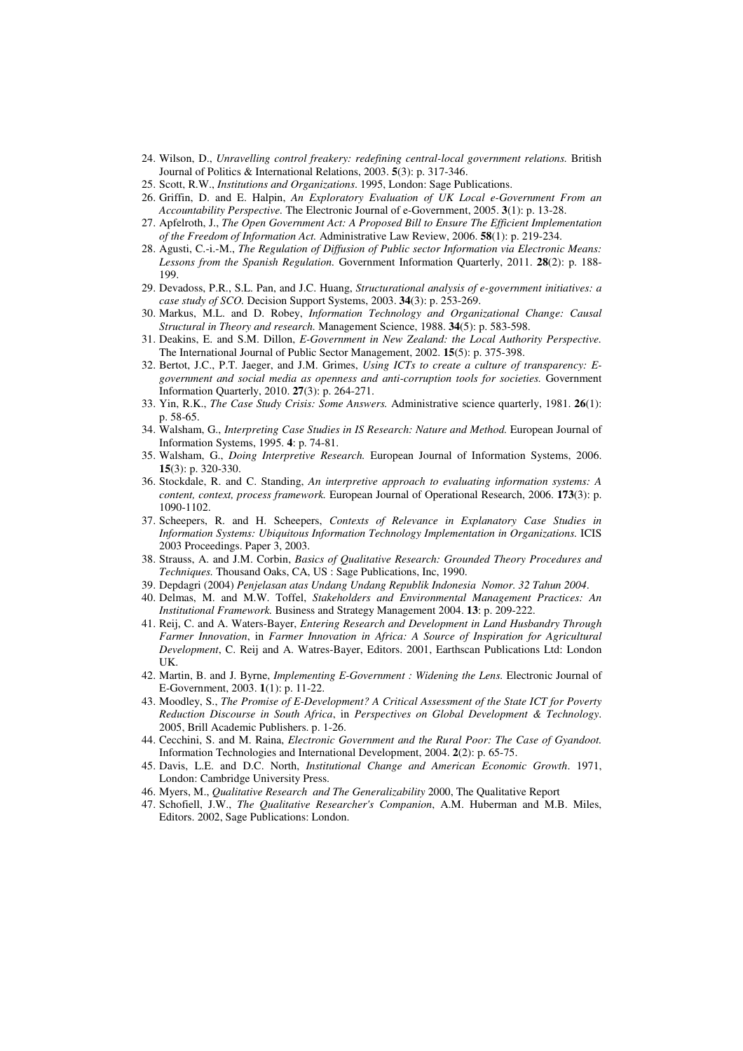24. Wilson, D., *Unravelling control freakery: redefining central-local government relations.* British Journal of Politics & International Relations, 2003. **5**(3): p. 317-346.
25. Scott, R.W., *Institutions and Organizations*. 1995, London: Sage Publications.
26. Griffin, D. and E. Halpin, *An Exploratory Evaluation of UK Local e-Government From an Accountability Perspective.* The Electronic Journal of e-Government, 2005. **3**(1): p. 13-28.
27. Apfelroth, J., *The Open Government Act: A Proposed Bill to Ensure The Efficient Implementation of the Freedom of Information Act.* Administrative Law Review, 2006. **58**(1): p. 219-234.
28. Agusti, C.-i.-M., *The Regulation of Diffusion of Public sector Information via Electronic Means: Lessons from the Spanish Regulation.* Government Information Quarterly, 2011. **28**(2): p. 188-199.
29. Devadoss, P.R., S.L. Pan, and J.C. Huang, *Structurational analysis of e-government initiatives: a case study of SCO.* Decision Support Systems, 2003. **34**(3): p. 253-269.
30. Markus, M.L. and D. Robey, *Information Technology and Organizational Change: Causal Structural in Theory and research.* Management Science, 1988. **34**(5): p. 583-598.
31. Deakins, E. and S.M. Dillon, *E-Government in New Zealand: the Local Authority Perspective.* The International Journal of Public Sector Management, 2002. **15**(5): p. 375-398.
32. Bertot, J.C., P.T. Jaeger, and J.M. Grimes, *Using ICTs to create a culture of transparency: E-government and social media as openness and anti-corruption tools for societies.* Government Information Quarterly, 2010. **27**(3): p. 264-271.
33. Yin, R.K., *The Case Study Crisis: Some Answers.* Administrative science quarterly, 1981. **26**(1): p. 58-65.
34. Walsham, G., *Interpreting Case Studies in IS Research: Nature and Method.* European Journal of Information Systems, 1995. **4**: p. 74-81.
35. Walsham, G., *Doing Interpretive Research.* European Journal of Information Systems, 2006. **15**(3): p. 320-330.
36. Stockdale, R. and C. Standing, *An interpretive approach to evaluating information systems: A content, context, process framework.* European Journal of Operational Research, 2006. **173**(3): p. 1090-1102.
37. Scheepers, R. and H. Scheepers, *Contexts of Relevance in Explanatory Case Studies in Information Systems: Ubiquitous Information Technology Implementation in Organizations.* ICIS 2003 Proceedings. Paper 3, 2003.
38. Strauss, A. and J.M. Corbin, *Basics of Qualitative Research: Grounded Theory Procedures and Techniques.* Thousand Oaks, CA, US : Sage Publications, Inc, 1990.
39. Depdagri (2004) *Penjelasan atas Undang Undang Republik Indonesia Nomor. 32 Tahun 2004*.
40. Delmas, M. and M.W. Toffel, *Stakeholders and Environmental Management Practices: An Institutional Framework.* Business and Strategy Management 2004. **13**: p. 209-222.
41. Reij, C. and A. Waters-Bayer, *Entering Research and Development in Land Husbandry Through Farmer Innovation*, in *Farmer Innovation in Africa: A Source of Inspiration for Agricultural Development*, C. Reij and A. Watres-Bayer, Editors. 2001, Earthscan Publications Ltd: London UK.
42. Martin, B. and J. Byrne, *Implementing E-Government : Widening the Lens.* Electronic Journal of E-Government, 2003. **1**(1): p. 11-22.
43. Moodley, S., *The Promise of E-Development? A Critical Assessment of the State ICT for Poverty Reduction Discourse in South Africa*, in *Perspectives on Global Development & Technology*. 2005, Brill Academic Publishers. p. 1-26.
44. Cecchini, S. and M. Raina, *Electronic Government and the Rural Poor: The Case of Gyandoot.* Information Technologies and International Development, 2004. **2**(2): p. 65-75.
45. Davis, L.E. and D.C. North, *Institutional Change and American Economic Growth*. 1971, London: Cambridge University Press.
46. Myers, M., *Qualitative Research and The Generalizability* 2000, The Qualitative Report
47. Schofiell, J.W., *The Qualitative Researcher's Companion*, A.M. Huberman and M.B. Miles, Editors. 2002, Sage Publications: London.